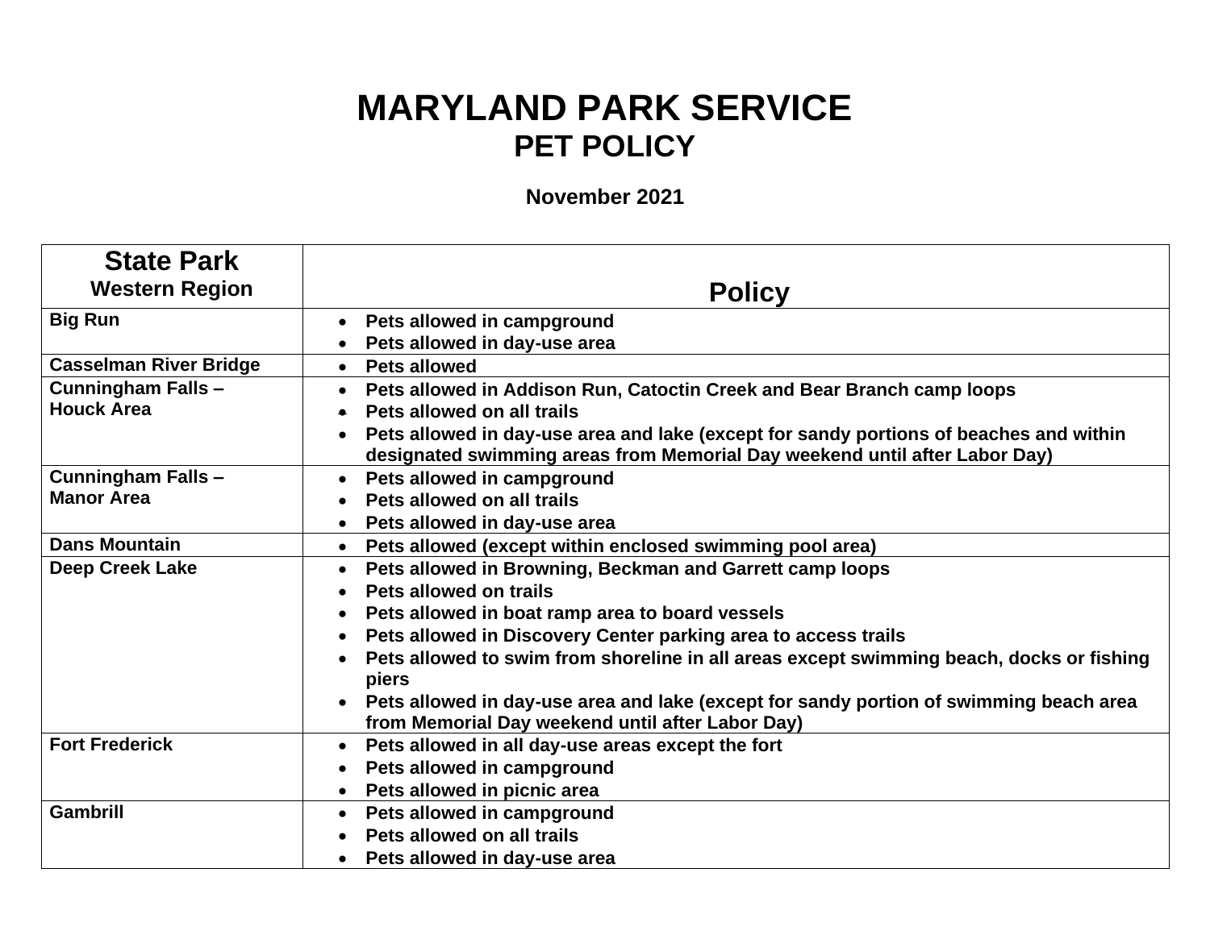# MARYLAND PARK SERVICE
## PET POLICY

**November 2021**

| State Park<br>Western Region | Policy |
|---|---|
| **Big Run** | • Pets allowed in campground<br>• Pets allowed in day-use area |
| **Casselman River Bridge** | • Pets allowed |
| **Cunningham Falls – Houck Area** | • Pets allowed in Addison Run, Catoctin Creek and Bear Branch camp loops<br>• Pets allowed on all trails<br>• Pets allowed in day-use area and lake (except for sandy portions of beaches and within designated swimming areas from Memorial Day weekend until after Labor Day) |
| **Cunningham Falls – Manor Area** | • Pets allowed in campground<br>• Pets allowed on all trails<br>• Pets allowed in day-use area |
| **Dans Mountain** | • Pets allowed (except within enclosed swimming pool area) |
| **Deep Creek Lake** | • Pets allowed in Browning, Beckman and Garrett camp loops<br>• Pets allowed on trails<br>• Pets allowed in boat ramp area to board vessels<br>• Pets allowed in Discovery Center parking area to access trails<br>• Pets allowed to swim from shoreline in all areas except swimming beach, docks or fishing piers<br>• Pets allowed in day-use area and lake (except for sandy portion of swimming beach area from Memorial Day weekend until after Labor Day) |
| **Fort Frederick** | • Pets allowed in all day-use areas except the fort<br>• Pets allowed in campground<br>• Pets allowed in picnic area |
| **Gambrill** | • Pets allowed in campground<br>• Pets allowed on all trails<br>• Pets allowed in day-use area |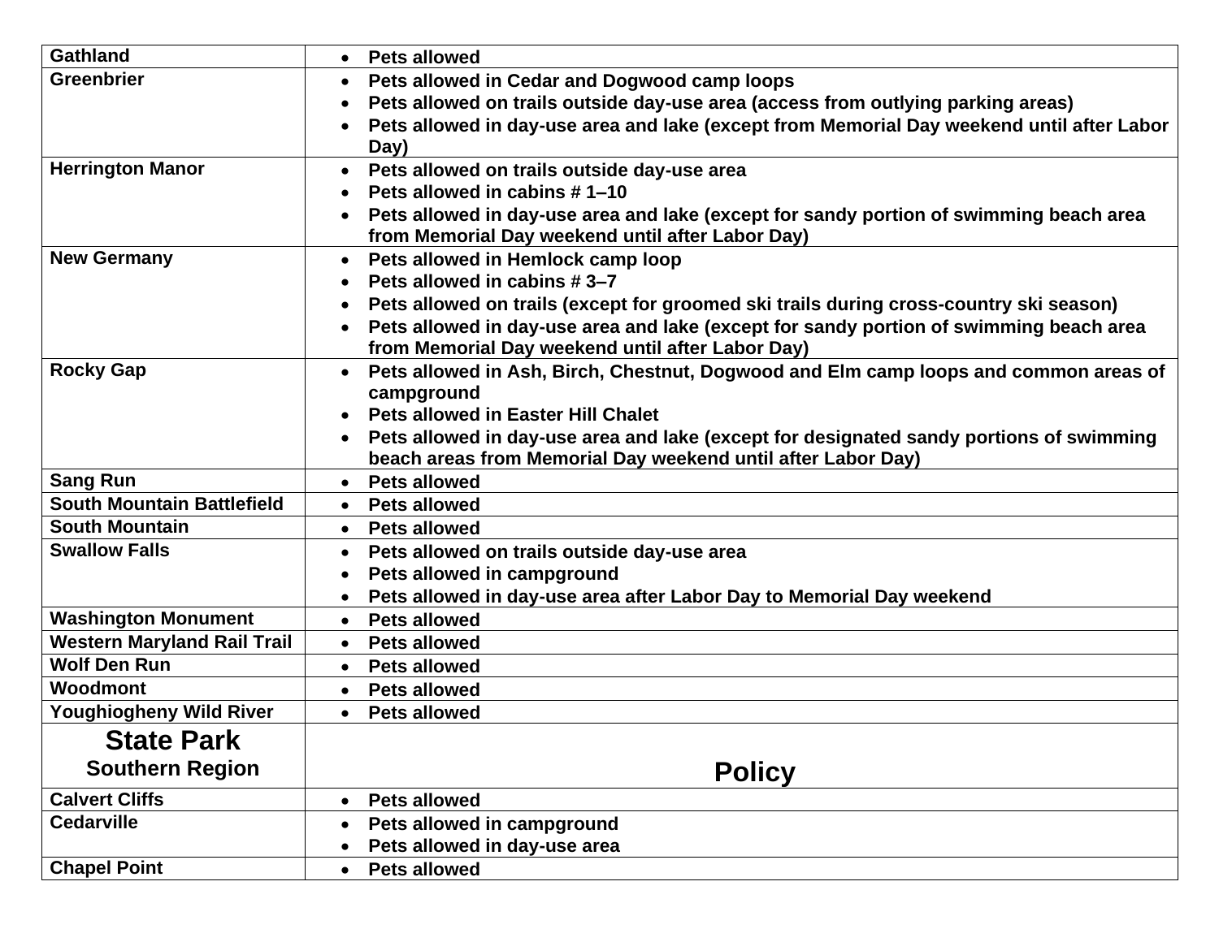| | |
|---|---|
| **Gathland** | • **Pets allowed** |
| **Greenbrier** | • **Pets allowed in Cedar and Dogwood camp loops**<br>• **Pets allowed on trails outside day-use area (access from outlying parking areas)**<br>• **Pets allowed in day-use area and lake (except from Memorial Day weekend until after Labor Day)** |
| **Herrington Manor** | • **Pets allowed on trails outside day-use area**<br>• **Pets allowed in cabins # 1–10**<br>• **Pets allowed in day-use area and lake (except for sandy portion of swimming beach area from Memorial Day weekend until after Labor Day)** |
| **New Germany** | • **Pets allowed in Hemlock camp loop**<br>• **Pets allowed in cabins # 3–7**<br>• **Pets allowed on trails (except for groomed ski trails during cross-country ski season)**<br>• **Pets allowed in day-use area and lake (except for sandy portion of swimming beach area from Memorial Day weekend until after Labor Day)** |
| **Rocky Gap** | • **Pets allowed in Ash, Birch, Chestnut, Dogwood and Elm camp loops and common areas of campground**<br>• **Pets allowed in Easter Hill Chalet**<br>• **Pets allowed in day-use area and lake (except for designated sandy portions of swimming beach areas from Memorial Day weekend until after Labor Day)** |
| **Sang Run** | • **Pets allowed** |
| **South Mountain Battlefield** | • **Pets allowed** |
| **South Mountain** | • **Pets allowed** |
| **Swallow Falls** | • **Pets allowed on trails outside day-use area**<br>• **Pets allowed in campground**<br>• **Pets allowed in day-use area after Labor Day to Memorial Day weekend** |
| **Washington Monument** | • **Pets allowed** |
| **Western Maryland Rail Trail** | • **Pets allowed** |
| **Wolf Den Run** | • **Pets allowed** |
| **Woodmont** | • **Pets allowed** |
| **Youghiogheny Wild River** | • **Pets allowed** |
| **State Park**<br>**Southern Region** | **Policy** |
| **Calvert Cliffs** | • **Pets allowed** |
| **Cedarville** | • **Pets allowed in campground**<br>• **Pets allowed in day-use area** |
| **Chapel Point** | • **Pets allowed** |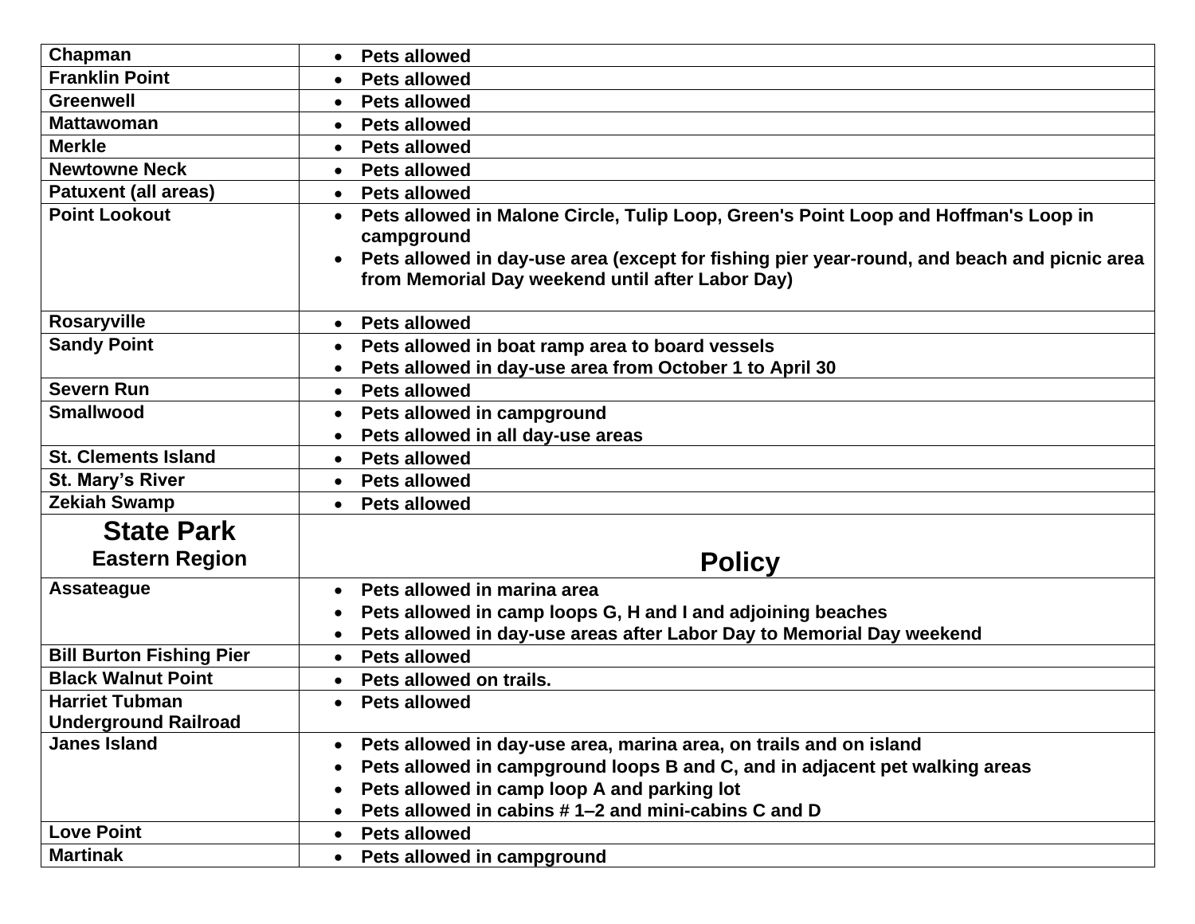| | |
|---|---|
| **Chapman** | • **Pets allowed** |
| **Franklin Point** | • **Pets allowed** |
| **Greenwell** | • **Pets allowed** |
| **Mattawoman** | • **Pets allowed** |
| **Merkle** | • **Pets allowed** |
| **Newtowne Neck** | • **Pets allowed** |
| **Patuxent (all areas)** | • **Pets allowed** |
| **Point Lookout** | • **Pets allowed in Malone Circle, Tulip Loop, Green's Point Loop and Hoffman's Loop in campground**<br>• **Pets allowed in day-use area (except for fishing pier year-round, and beach and picnic area from Memorial Day weekend until after Labor Day)** |
| **Rosaryville** | • **Pets allowed** |
| **Sandy Point** | • **Pets allowed in boat ramp area to board vessels**<br>• **Pets allowed in day-use area from October 1 to April 30** |
| **Severn Run** | • **Pets allowed** |
| **Smallwood** | • **Pets allowed in campground**<br>• **Pets allowed in all day-use areas** |
| **St. Clements Island** | • **Pets allowed** |
| **St. Mary's River** | • **Pets allowed** |
| **Zekiah Swamp** | • **Pets allowed** |
| **State Park**<br>**Eastern Region** | **Policy** |
| **Assateague** | • **Pets allowed in marina area**<br>• **Pets allowed in camp loops G, H and I and adjoining beaches**<br>• **Pets allowed in day-use areas after Labor Day to Memorial Day weekend** |
| **Bill Burton Fishing Pier** | • **Pets allowed** |
| **Black Walnut Point** | • **Pets allowed on trails.** |
| **Harriet Tubman Underground Railroad** | • **Pets allowed** |
| **Janes Island** | • **Pets allowed in day-use area, marina area, on trails and on island**<br>• **Pets allowed in campground loops B and C, and in adjacent pet walking areas**<br>• **Pets allowed in camp loop A and parking lot**<br>• **Pets allowed in cabins # 1–2 and mini-cabins C and D** |
| **Love Point** | • **Pets allowed** |
| **Martinak** | • **Pets allowed in campground** |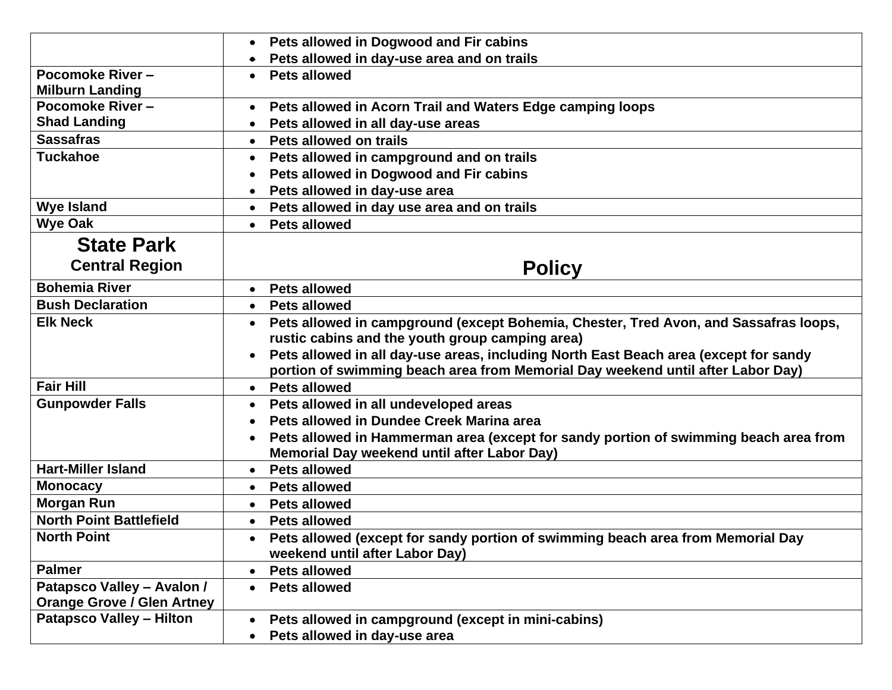| | |
|---|---|
| | • Pets allowed in Dogwood and Fir cabins<br>• Pets allowed in day-use area and on trails |
| **Pocomoke River – Milburn Landing** | • Pets allowed |
| **Pocomoke River – Shad Landing** | • Pets allowed in Acorn Trail and Waters Edge camping loops<br>• Pets allowed in all day-use areas |
| **Sassafras** | • Pets allowed on trails |
| **Tuckahoe** | • Pets allowed in campground and on trails<br>• Pets allowed in Dogwood and Fir cabins<br>• Pets allowed in day-use area |
| **Wye Island** | • Pets allowed in day use area and on trails |
| **Wye Oak** | • Pets allowed |
| **State Park**<br>**Central Region** | **Policy** |
| **Bohemia River** | • Pets allowed |
| **Bush Declaration** | • Pets allowed |
| **Elk Neck** | • Pets allowed in campground (except Bohemia, Chester, Tred Avon, and Sassafras loops, rustic cabins and the youth group camping area)<br>• Pets allowed in all day-use areas, including North East Beach area (except for sandy portion of swimming beach area from Memorial Day weekend until after Labor Day) |
| **Fair Hill** | • Pets allowed |
| **Gunpowder Falls** | • Pets allowed in all undeveloped areas<br>• Pets allowed in Dundee Creek Marina area<br>• Pets allowed in Hammerman area (except for sandy portion of swimming beach area from Memorial Day weekend until after Labor Day) |
| **Hart-Miller Island** | • Pets allowed |
| **Monocacy** | • Pets allowed |
| **Morgan Run** | • Pets allowed |
| **North Point Battlefield** | • Pets allowed |
| **North Point** | • Pets allowed (except for sandy portion of swimming beach area from Memorial Day weekend until after Labor Day) |
| **Palmer** | • Pets allowed |
| **Patapsco Valley – Avalon / Orange Grove / Glen Artney** | • Pets allowed |
| **Patapsco Valley – Hilton** | • Pets allowed in campground (except in mini-cabins)<br>• Pets allowed in day-use area |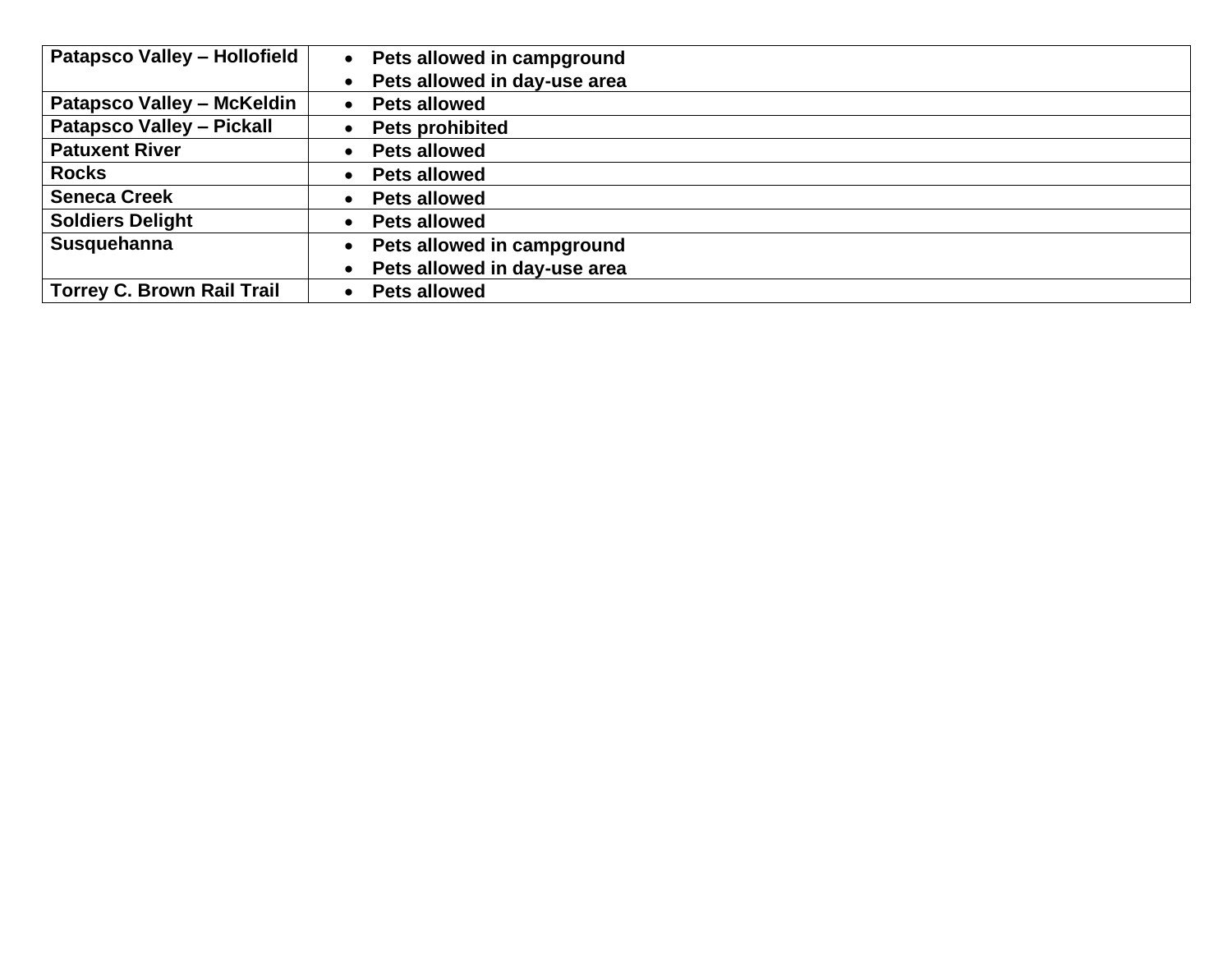| | |
|---|---|
| **Patapsco Valley – Hollofield** | • **Pets allowed in campground**<br>• **Pets allowed in day-use area** |
| **Patapsco Valley – McKeldin** | • **Pets allowed** |
| **Patapsco Valley – Pickall** | • **Pets prohibited** |
| **Patuxent River** | • **Pets allowed** |
| **Rocks** | • **Pets allowed** |
| **Seneca Creek** | • **Pets allowed** |
| **Soldiers Delight** | • **Pets allowed** |
| **Susquehanna** | • **Pets allowed in campground**<br>• **Pets allowed in day-use area** |
| **Torrey C. Brown Rail Trail** | • **Pets allowed** |